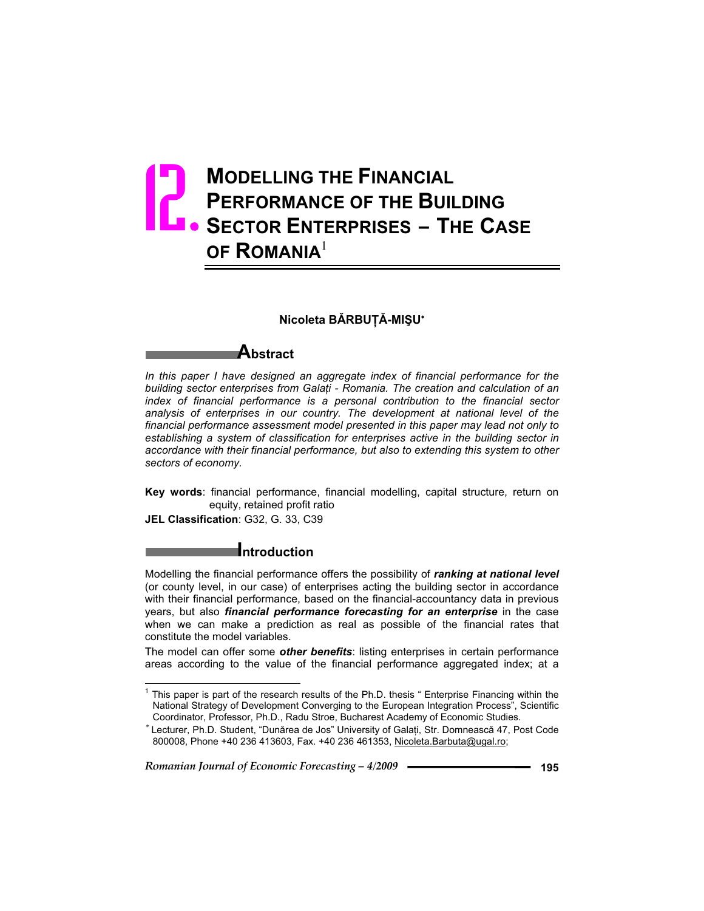# 12. MODELLING THE FINANCIAL PERFORMANCE OF THE BUILDING SECTOR ENTERPRISES – THE CASE OF ROMANIA[1]

**Nicoleta BĂRBUȚĂ-MIŞU[*]**

## Abstract

*In this paper I have designed an aggregate index of financial performance for the building sector enterprises from Galați - Romania. The creation and calculation of an index of financial performance is a personal contribution to the financial sector analysis of enterprises in our country. The development at national level of the financial performance assessment model presented in this paper may lead not only to establishing a system of classification for enterprises active in the building sector in accordance with their financial performance, but also to extending this system to other sectors of economy.*

**Key words**: financial performance, financial modelling, capital structure, return on equity, retained profit ratio

**JEL Classification**: G32, G. 33, C39

## Introduction

Modelling the financial performance offers the possibility of ***ranking at national level*** (or county level, in our case) of enterprises acting the building sector in accordance with their financial performance, based on the financial-accountancy data in previous years, but also ***financial performance forecasting for an enterprise*** in the case when we can make a prediction as real as possible of the financial rates that constitute the model variables.

The model can offer some ***other benefits***: listing enterprises in certain performance areas according to the value of the financial performance aggregated index; at a

[1] This paper is part of the research results of the Ph.D. thesis " Enterprise Financing within the National Strategy of Development Converging to the European Integration Process", Scientific Coordinator, Professor, Ph.D., Radu Stroe, Bucharest Academy of Economic Studies.

[*] Lecturer, Ph.D. Student, "Dunărea de Jos" University of Galați, Str. Domnească 47, Post Code 800008, Phone +40 236 413603, Fax. +40 236 461353, Nicoleta.Barbuta@ugal.ro;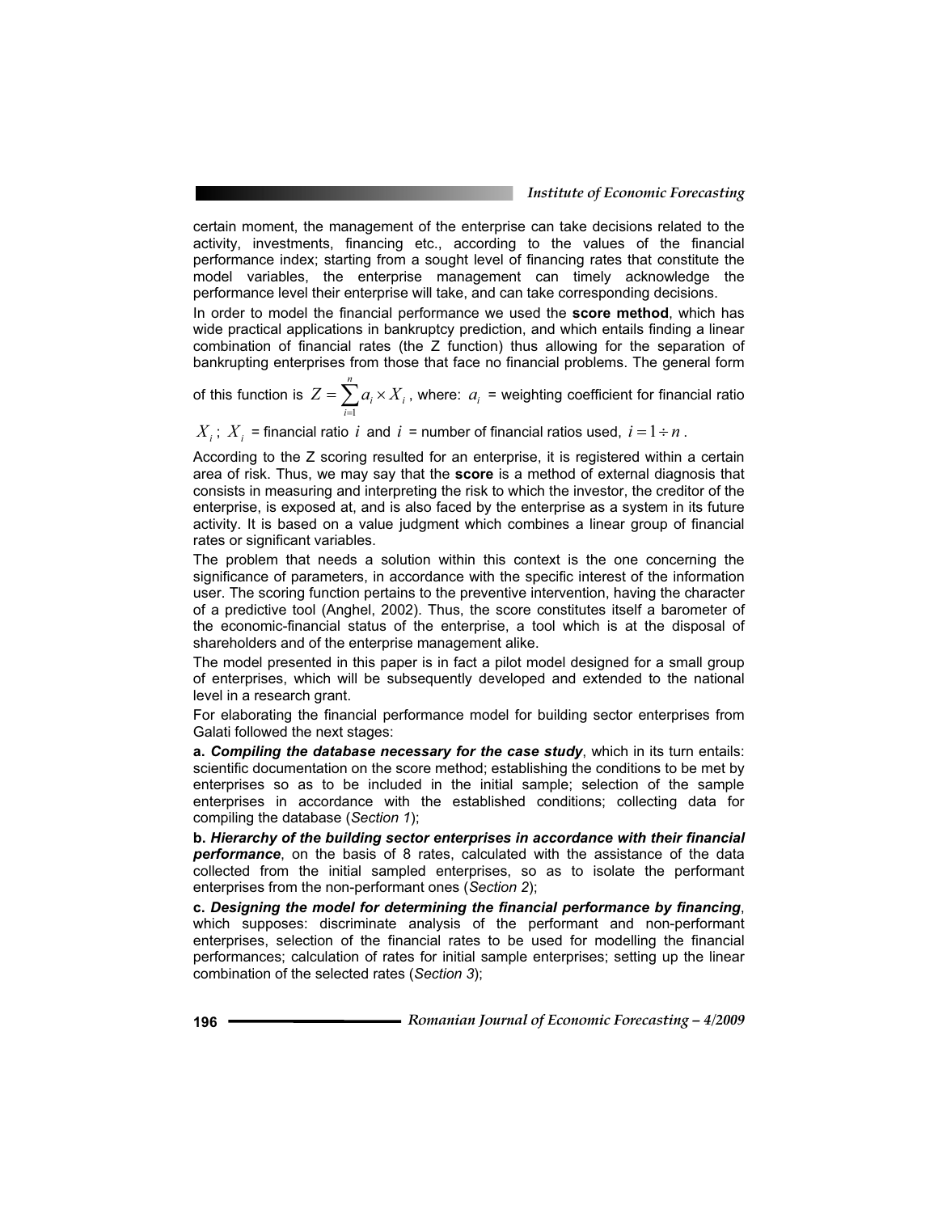certain moment, the management of the enterprise can take decisions related to the activity, investments, financing etc., according to the values of the financial performance index; starting from a sought level of financing rates that constitute the model variables, the enterprise management can timely acknowledge the performance level their enterprise will take, and can take corresponding decisions.

In order to model the financial performance we used the **score method**, which has wide practical applications in bankruptcy prediction, and which entails finding a linear combination of financial rates (the Z function) thus allowing for the separation of bankrupting enterprises from those that face no financial problems. The general form of this function is $Z = \sum_{i=1}^{n} a_i \times X_i$, where: $a_i$ = weighting coefficient for financial ratio $X_i$; $X_i$ = financial ratio $i$ and $i$ = number of financial ratios used, $i = 1 \div n$.

According to the Z scoring resulted for an enterprise, it is registered within a certain area of risk. Thus, we may say that the **score** is a method of external diagnosis that consists in measuring and interpreting the risk to which the investor, the creditor of the enterprise, is exposed at, and is also faced by the enterprise as a system in its future activity. It is based on a value judgment which combines a linear group of financial rates or significant variables.

The problem that needs a solution within this context is the one concerning the significance of parameters, in accordance with the specific interest of the information user. The scoring function pertains to the preventive intervention, having the character of a predictive tool (Anghel, 2002). Thus, the score constitutes itself a barometer of the economic-financial status of the enterprise, a tool which is at the disposal of shareholders and of the enterprise management alike.

The model presented in this paper is in fact a pilot model designed for a small group of enterprises, which will be subsequently developed and extended to the national level in a research grant.

For elaborating the financial performance model for building sector enterprises from Galati followed the next stages:

**a.** ***Compiling the database necessary for the case study***, which in its turn entails: scientific documentation on the score method; establishing the conditions to be met by enterprises so as to be included in the initial sample; selection of the sample enterprises in accordance with the established conditions; collecting data for compiling the database (*Section 1*);

**b.** ***Hierarchy of the building sector enterprises in accordance with their financial performance***, on the basis of 8 rates, calculated with the assistance of the data collected from the initial sampled enterprises, so as to isolate the performant enterprises from the non-performant ones (*Section 2*);

**c.** ***Designing the model for determining the financial performance by financing***, which supposes: discriminate analysis of the performant and non-performant enterprises, selection of the financial rates to be used for modelling the financial performances; calculation of rates for initial sample enterprises; setting up the linear combination of the selected rates (*Section 3*);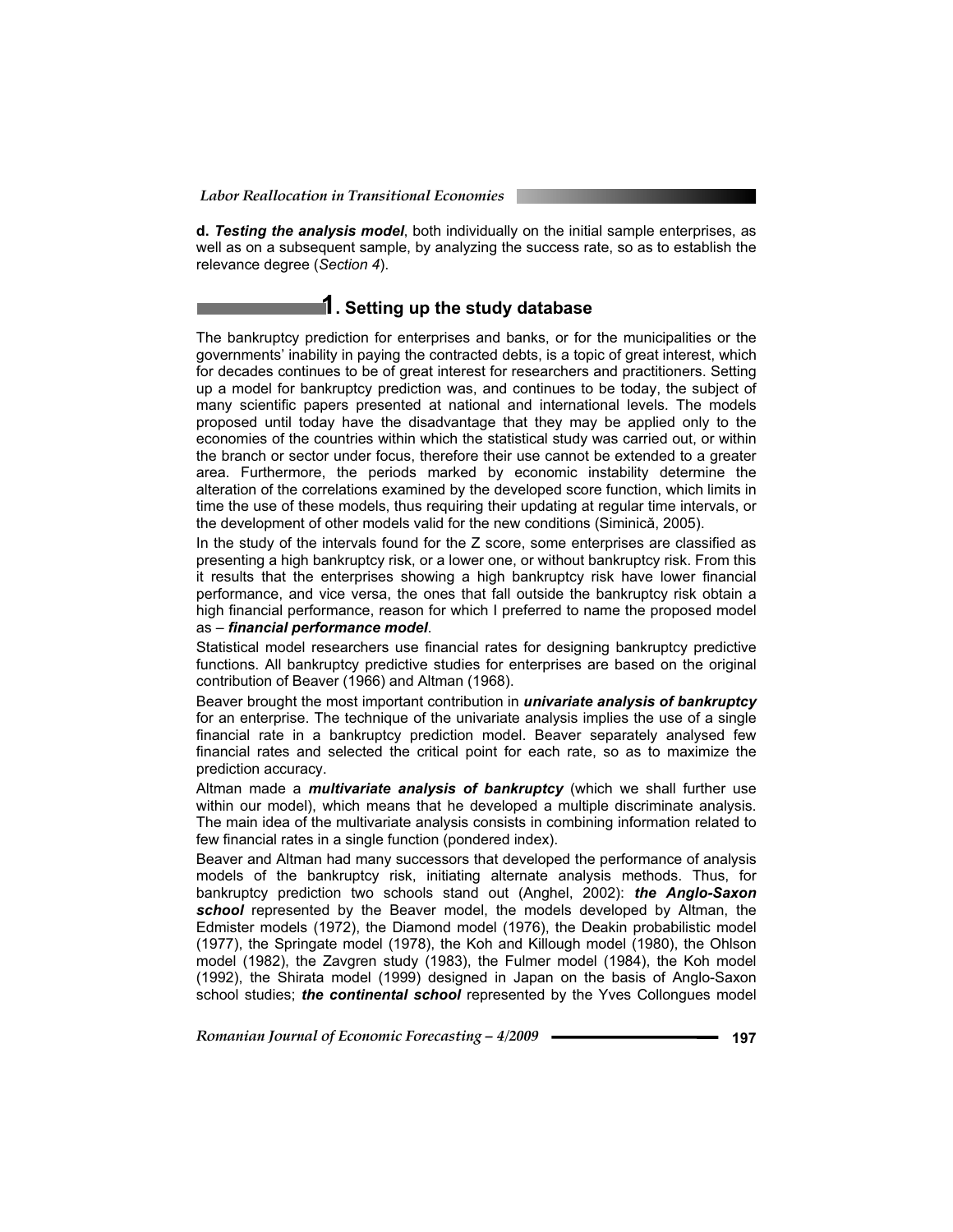**d. *Testing the analysis model***, both individually on the initial sample enterprises, as well as on a subsequent sample, by analyzing the success rate, so as to establish the relevance degree (*Section 4*).

## 1. Setting up the study database

The bankruptcy prediction for enterprises and banks, or for the municipalities or the governments' inability in paying the contracted debts, is a topic of great interest, which for decades continues to be of great interest for researchers and practitioners. Setting up a model for bankruptcy prediction was, and continues to be today, the subject of many scientific papers presented at national and international levels. The models proposed until today have the disadvantage that they may be applied only to the economies of the countries within which the statistical study was carried out, or within the branch or sector under focus, therefore their use cannot be extended to a greater area. Furthermore, the periods marked by economic instability determine the alteration of the correlations examined by the developed score function, which limits in time the use of these models, thus requiring their updating at regular time intervals, or the development of other models valid for the new conditions (Siminică, 2005).

In the study of the intervals found for the Z score, some enterprises are classified as presenting a high bankruptcy risk, or a lower one, or without bankruptcy risk. From this it results that the enterprises showing a high bankruptcy risk have lower financial performance, and vice versa, the ones that fall outside the bankruptcy risk obtain a high financial performance, reason for which I preferred to name the proposed model as – ***financial performance model***.

Statistical model researchers use financial rates for designing bankruptcy predictive functions. All bankruptcy predictive studies for enterprises are based on the original contribution of Beaver (1966) and Altman (1968).

Beaver brought the most important contribution in ***univariate analysis of bankruptcy*** for an enterprise. The technique of the univariate analysis implies the use of a single financial rate in a bankruptcy prediction model. Beaver separately analysed few financial rates and selected the critical point for each rate, so as to maximize the prediction accuracy.

Altman made a ***multivariate analysis of bankruptcy*** (which we shall further use within our model), which means that he developed a multiple discriminate analysis. The main idea of the multivariate analysis consists in combining information related to few financial rates in a single function (pondered index).

Beaver and Altman had many successors that developed the performance of analysis models of the bankruptcy risk, initiating alternate analysis methods. Thus, for bankruptcy prediction two schools stand out (Anghel, 2002): ***the Anglo-Saxon school*** represented by the Beaver model, the models developed by Altman, the Edmister models (1972), the Diamond model (1976), the Deakin probabilistic model (1977), the Springate model (1978), the Koh and Killough model (1980), the Ohlson model (1982), the Zavgren study (1983), the Fulmer model (1984), the Koh model (1992), the Shirata model (1999) designed in Japan on the basis of Anglo-Saxon school studies; ***the continental school*** represented by the Yves Collongues model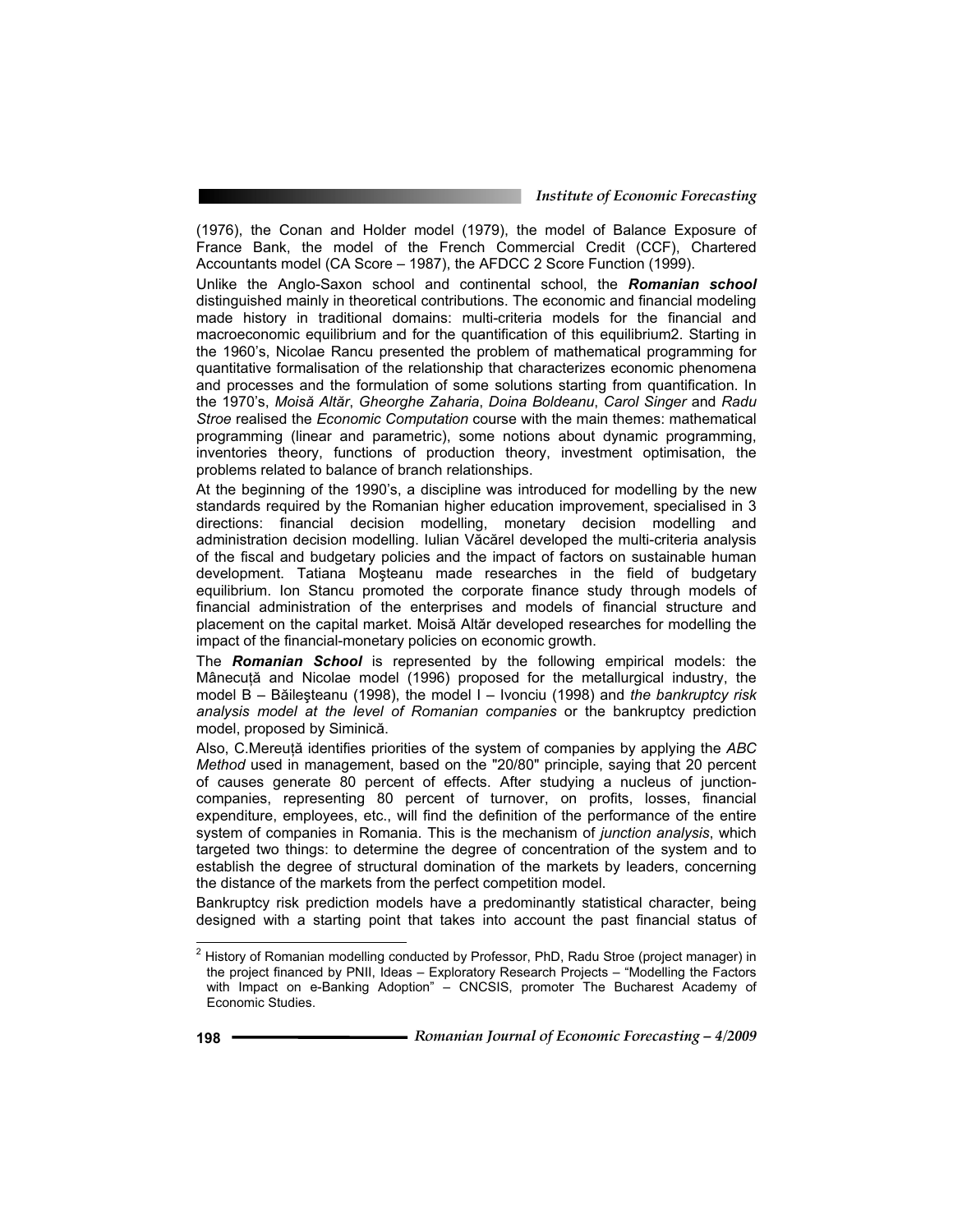(1976), the Conan and Holder model (1979), the model of Balance Exposure of France Bank, the model of the French Commercial Credit (CCF), Chartered Accountants model (CA Score – 1987), the AFDCC 2 Score Function (1999).

Unlike the Anglo-Saxon school and continental school, the ***Romanian school*** distinguished mainly in theoretical contributions. The economic and financial modeling made history in traditional domains: multi-criteria models for the financial and macroeconomic equilibrium and for the quantification of this equilibrium[2]. Starting in the 1960's, Nicolae Rancu presented the problem of mathematical programming for quantitative formalisation of the relationship that characterizes economic phenomena and processes and the formulation of some solutions starting from quantification. In the 1970's, *Moisă Altăr*, *Gheorghe Zaharia*, *Doina Boldeanu*, *Carol Singer* and *Radu Stroe* realised the *Economic Computation* course with the main themes: mathematical programming (linear and parametric), some notions about dynamic programming, inventories theory, functions of production theory, investment optimisation, the problems related to balance of branch relationships.

At the beginning of the 1990's, a discipline was introduced for modelling by the new standards required by the Romanian higher education improvement, specialised in 3 directions: financial decision modelling, monetary decision modelling and administration decision modelling. Iulian Văcărel developed the multi-criteria analysis of the fiscal and budgetary policies and the impact of factors on sustainable human development. Tatiana Moşteanu made researches in the field of budgetary equilibrium. Ion Stancu promoted the corporate finance study through models of financial administration of the enterprises and models of financial structure and placement on the capital market. Moisă Altăr developed researches for modelling the impact of the financial-monetary policies on economic growth.

The ***Romanian School*** is represented by the following empirical models: the Mânecuță and Nicolae model (1996) proposed for the metallurgical industry, the model B – Băileşteanu (1998), the model I – Ivonciu (1998) and *the bankruptcy risk analysis model at the level of Romanian companies* or the bankruptcy prediction model, proposed by Siminică.

Also, C.Mereuță identifies priorities of the system of companies by applying the *ABC Method* used in management, based on the "20/80" principle, saying that 20 percent of causes generate 80 percent of effects. After studying a nucleus of junction-companies, representing 80 percent of turnover, on profits, losses, financial expenditure, employees, etc., will find the definition of the performance of the entire system of companies in Romania. This is the mechanism of *junction analysis*, which targeted two things: to determine the degree of concentration of the system and to establish the degree of structural domination of the markets by leaders, concerning the distance of the markets from the perfect competition model.

Bankruptcy risk prediction models have a predominantly statistical character, being designed with a starting point that takes into account the past financial status of

[2] History of Romanian modelling conducted by Professor, PhD, Radu Stroe (project manager) in the project financed by PNII, Ideas – Exploratory Research Projects – "Modelling the Factors with Impact on e-Banking Adoption" – CNCSIS, promoter The Bucharest Academy of Economic Studies.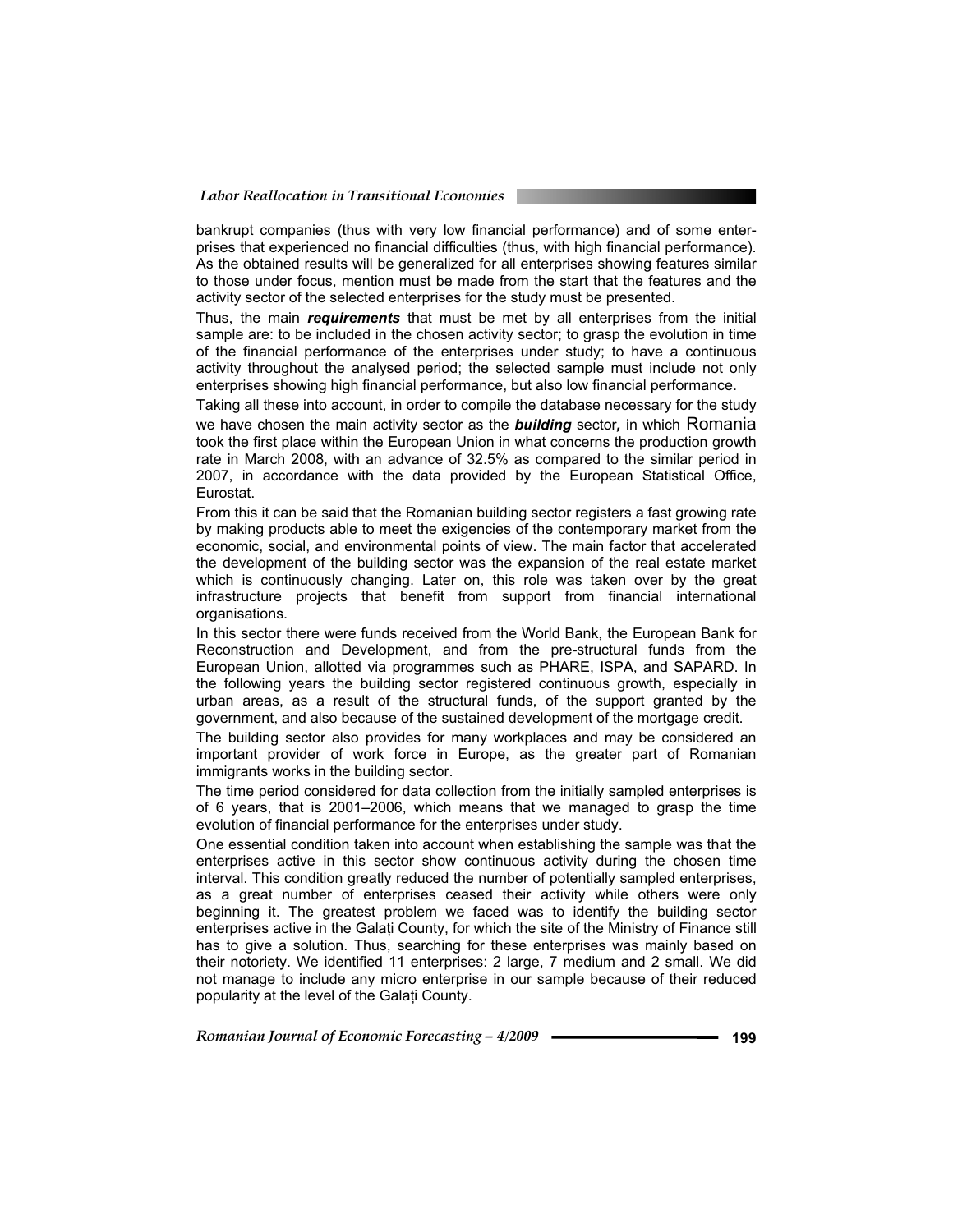bankrupt companies (thus with very low financial performance) and of some enterprises that experienced no financial difficulties (thus, with high financial performance). As the obtained results will be generalized for all enterprises showing features similar to those under focus, mention must be made from the start that the features and the activity sector of the selected enterprises for the study must be presented.

Thus, the main ***requirements*** that must be met by all enterprises from the initial sample are: to be included in the chosen activity sector; to grasp the evolution in time of the financial performance of the enterprises under study; to have a continuous activity throughout the analysed period; the selected sample must include not only enterprises showing high financial performance, but also low financial performance.

Taking all these into account, in order to compile the database necessary for the study we have chosen the main activity sector as the ***building*** sector***,*** in which Romania took the first place within the European Union in what concerns the production growth rate in March 2008, with an advance of 32.5% as compared to the similar period in 2007, in accordance with the data provided by the European Statistical Office, Eurostat.

From this it can be said that the Romanian building sector registers a fast growing rate by making products able to meet the exigencies of the contemporary market from the economic, social, and environmental points of view. The main factor that accelerated the development of the building sector was the expansion of the real estate market which is continuously changing. Later on, this role was taken over by the great infrastructure projects that benefit from support from financial international organisations.

In this sector there were funds received from the World Bank, the European Bank for Reconstruction and Development, and from the pre-structural funds from the European Union, allotted via programmes such as PHARE, ISPA, and SAPARD. In the following years the building sector registered continuous growth, especially in urban areas, as a result of the structural funds, of the support granted by the government, and also because of the sustained development of the mortgage credit.

The building sector also provides for many workplaces and may be considered an important provider of work force in Europe, as the greater part of Romanian immigrants works in the building sector.

The time period considered for data collection from the initially sampled enterprises is of 6 years, that is 2001–2006, which means that we managed to grasp the time evolution of financial performance for the enterprises under study.

One essential condition taken into account when establishing the sample was that the enterprises active in this sector show continuous activity during the chosen time interval. This condition greatly reduced the number of potentially sampled enterprises, as a great number of enterprises ceased their activity while others were only beginning it. The greatest problem we faced was to identify the building sector enterprises active in the Galați County, for which the site of the Ministry of Finance still has to give a solution. Thus, searching for these enterprises was mainly based on their notoriety. We identified 11 enterprises: 2 large, 7 medium and 2 small. We did not manage to include any micro enterprise in our sample because of their reduced popularity at the level of the Galați County.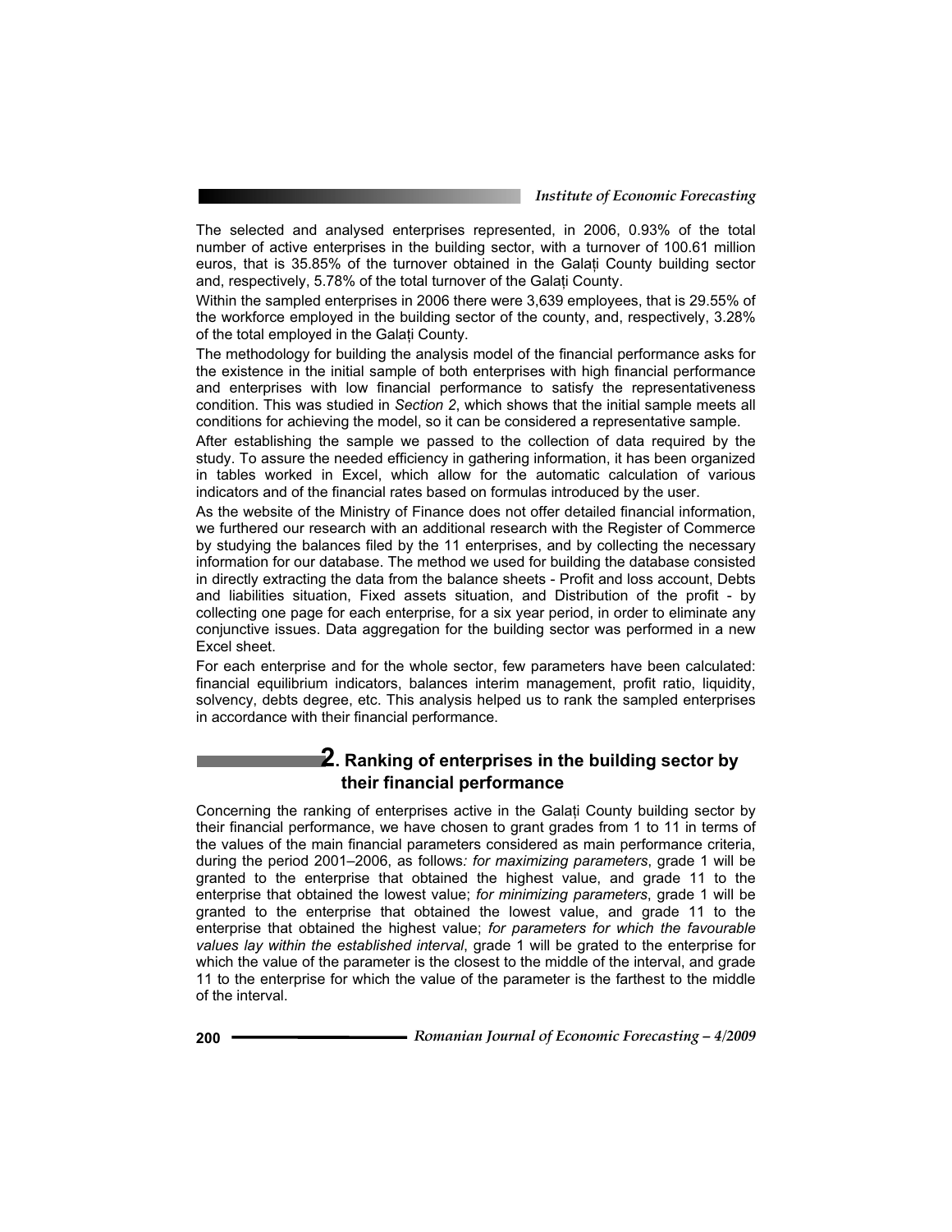The selected and analysed enterprises represented, in 2006, 0.93% of the total number of active enterprises in the building sector, with a turnover of 100.61 million euros, that is 35.85% of the turnover obtained in the Galați County building sector and, respectively, 5.78% of the total turnover of the Galați County.

Within the sampled enterprises in 2006 there were 3,639 employees, that is 29.55% of the workforce employed in the building sector of the county, and, respectively, 3.28% of the total employed in the Galați County.

The methodology for building the analysis model of the financial performance asks for the existence in the initial sample of both enterprises with high financial performance and enterprises with low financial performance to satisfy the representativeness condition. This was studied in *Section 2*, which shows that the initial sample meets all conditions for achieving the model, so it can be considered a representative sample.

After establishing the sample we passed to the collection of data required by the study. To assure the needed efficiency in gathering information, it has been organized in tables worked in Excel, which allow for the automatic calculation of various indicators and of the financial rates based on formulas introduced by the user.

As the website of the Ministry of Finance does not offer detailed financial information, we furthered our research with an additional research with the Register of Commerce by studying the balances filed by the 11 enterprises, and by collecting the necessary information for our database. The method we used for building the database consisted in directly extracting the data from the balance sheets - Profit and loss account, Debts and liabilities situation, Fixed assets situation, and Distribution of the profit - by collecting one page for each enterprise, for a six year period, in order to eliminate any conjunctive issues. Data aggregation for the building sector was performed in a new Excel sheet.

For each enterprise and for the whole sector, few parameters have been calculated: financial equilibrium indicators, balances interim management, profit ratio, liquidity, solvency, debts degree, etc. This analysis helped us to rank the sampled enterprises in accordance with their financial performance.

## 2. Ranking of enterprises in the building sector by their financial performance

Concerning the ranking of enterprises active in the Galați County building sector by their financial performance, we have chosen to grant grades from 1 to 11 in terms of the values of the main financial parameters considered as main performance criteria, during the period 2001–2006, as follows*: for maximizing parameters*, grade 1 will be granted to the enterprise that obtained the highest value, and grade 11 to the enterprise that obtained the lowest value; *for minimizing parameters*, grade 1 will be granted to the enterprise that obtained the lowest value, and grade 11 to the enterprise that obtained the highest value; *for parameters for which the favourable values lay within the established interval*, grade 1 will be grated to the enterprise for which the value of the parameter is the closest to the middle of the interval, and grade 11 to the enterprise for which the value of the parameter is the farthest to the middle of the interval.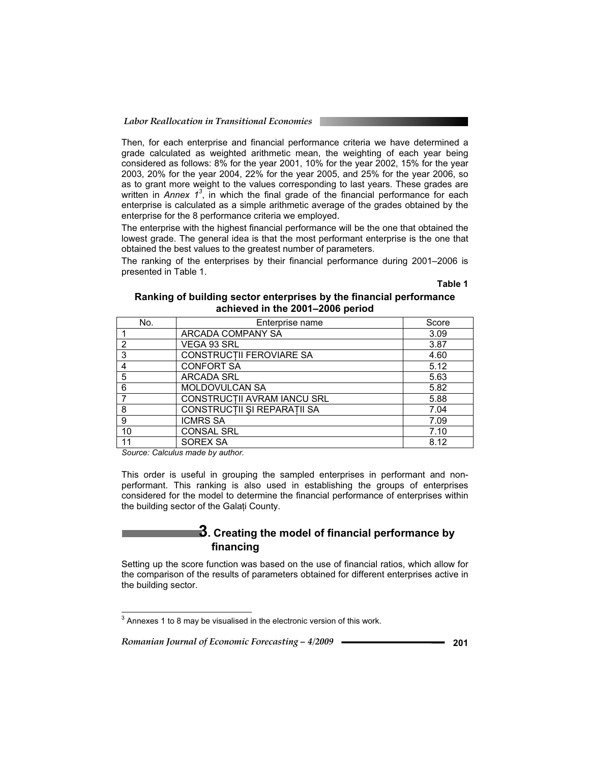Then, for each enterprise and financial performance criteria we have determined a grade calculated as weighted arithmetic mean, the weighting of each year being considered as follows: 8% for the year 2001, 10% for the year 2002, 15% for the year 2003, 20% for the year 2004, 22% for the year 2005, and 25% for the year 2006, so as to grant more weight to the values corresponding to last years. These grades are written in *Annex 1*[3], in which the final grade of the financial performance for each enterprise is calculated as a simple arithmetic average of the grades obtained by the enterprise for the 8 performance criteria we employed.

The enterprise with the highest financial performance will be the one that obtained the lowest grade. The general idea is that the most performant enterprise is the one that obtained the best values to the greatest number of parameters.

The ranking of the enterprises by their financial performance during 2001–2006 is presented in Table 1.

**Table 1**

**Ranking of building sector enterprises by the financial performance achieved in the 2001–2006 period**

| No. | Enterprise name | Score |
|---|---|---|
| 1 | ARCADA COMPANY SA | 3.09 |
| 2 | VEGA 93 SRL | 3.87 |
| 3 | CONSTRUCȚII FEROVIARE SA | 4.60 |
| 4 | CONFORT SA | 5.12 |
| 5 | ARCADA SRL | 5.63 |
| 6 | MOLDOVULCAN SA | 5.82 |
| 7 | CONSTRUCȚII AVRAM IANCU SRL | 5.88 |
| 8 | CONSTRUCȚII ŞI REPARAȚII SA | 7.04 |
| 9 | ICMRS SA | 7.09 |
| 10 | CONSAL SRL | 7.10 |
| 11 | SOREX SA | 8.12 |

*Source: Calculus made by author.*

This order is useful in grouping the sampled enterprises in performant and non-performant. This ranking is also used in establishing the groups of enterprises considered for the model to determine the financial performance of enterprises within the building sector of the Galați County.

## 3. Creating the model of financial performance by financing

Setting up the score function was based on the use of financial ratios, which allow for the comparison of the results of parameters obtained for different enterprises active in the building sector.

[3] Annexes 1 to 8 may be visualised in the electronic version of this work.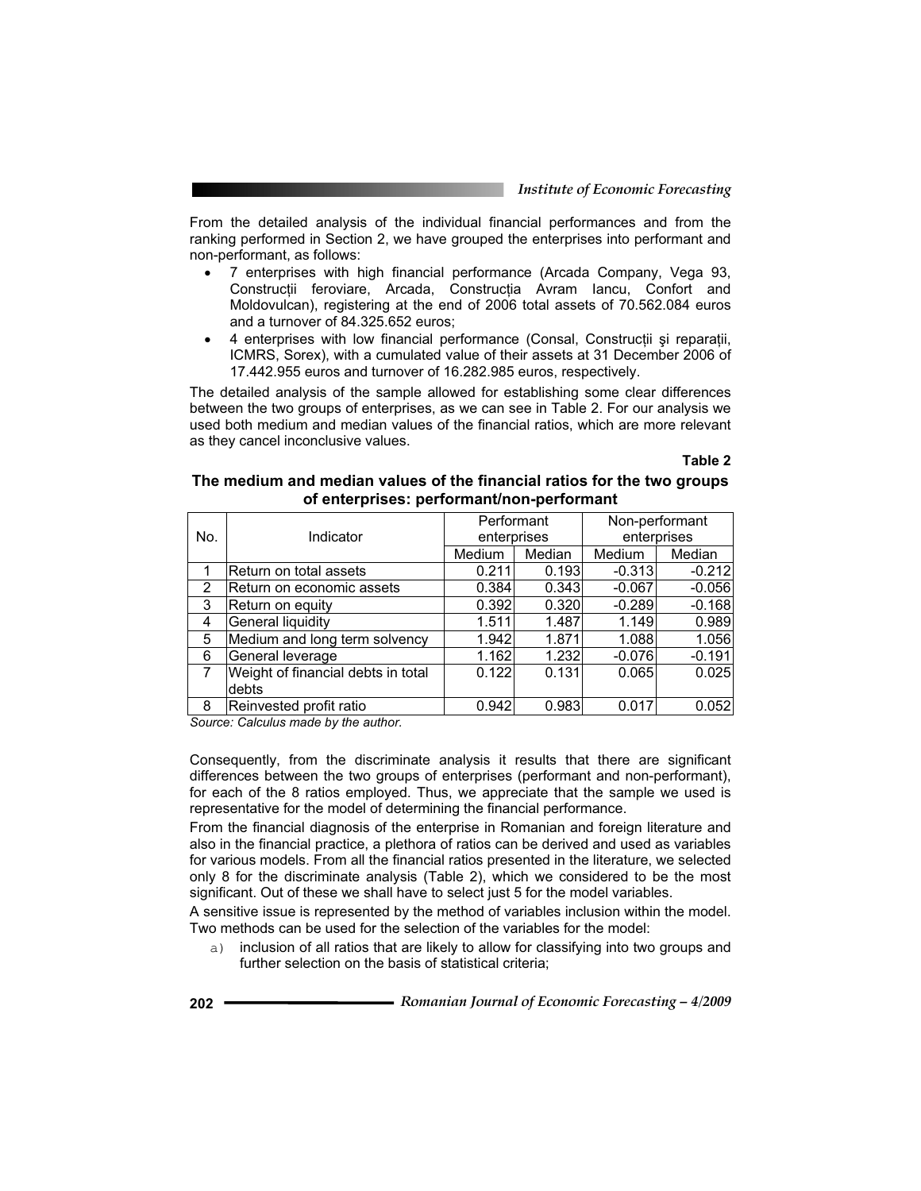From the detailed analysis of the individual financial performances and from the ranking performed in Section 2, we have grouped the enterprises into performant and non-performant, as follows:

- 7 enterprises with high financial performance (Arcada Company, Vega 93, Construcții feroviare, Arcada, Construcția Avram Iancu, Confort and Moldovulcan), registering at the end of 2006 total assets of 70.562.084 euros and a turnover of 84.325.652 euros;
- 4 enterprises with low financial performance (Consal, Construcții şi reparații, ICMRS, Sorex), with a cumulated value of their assets at 31 December 2006 of 17.442.955 euros and turnover of 16.282.985 euros, respectively.

The detailed analysis of the sample allowed for establishing some clear differences between the two groups of enterprises, as we can see in Table 2. For our analysis we used both medium and median values of the financial ratios, which are more relevant as they cancel inconclusive values.

**Table 2**

**The medium and median values of the financial ratios for the two groups of enterprises: performant/non-performant**

| No. | Indicator | Performant enterprises | | Non-performant enterprises | |
|---|---|---|---|---|---|
| | | Medium | Median | Medium | Median |
| 1 | Return on total assets | 0.211 | 0.193 | -0.313 | -0.212 |
| 2 | Return on economic assets | 0.384 | 0.343 | -0.067 | -0.056 |
| 3 | Return on equity | 0.392 | 0.320 | -0.289 | -0.168 |
| 4 | General liquidity | 1.511 | 1.487 | 1.149 | 0.989 |
| 5 | Medium and long term solvency | 1.942 | 1.871 | 1.088 | 1.056 |
| 6 | General leverage | 1.162 | 1.232 | -0.076 | -0.191 |
| 7 | Weight of financial debts in total debts | 0.122 | 0.131 | 0.065 | 0.025 |
| 8 | Reinvested profit ratio | 0.942 | 0.983 | 0.017 | 0.052 |

*Source: Calculus made by the author.*

Consequently, from the discriminate analysis it results that there are significant differences between the two groups of enterprises (performant and non-performant), for each of the 8 ratios employed. Thus, we appreciate that the sample we used is representative for the model of determining the financial performance.

From the financial diagnosis of the enterprise in Romanian and foreign literature and also in the financial practice, a plethora of ratios can be derived and used as variables for various models. From all the financial ratios presented in the literature, we selected only 8 for the discriminate analysis (Table 2), which we considered to be the most significant. Out of these we shall have to select just 5 for the model variables.

A sensitive issue is represented by the method of variables inclusion within the model. Two methods can be used for the selection of the variables for the model:

a) inclusion of all ratios that are likely to allow for classifying into two groups and further selection on the basis of statistical criteria;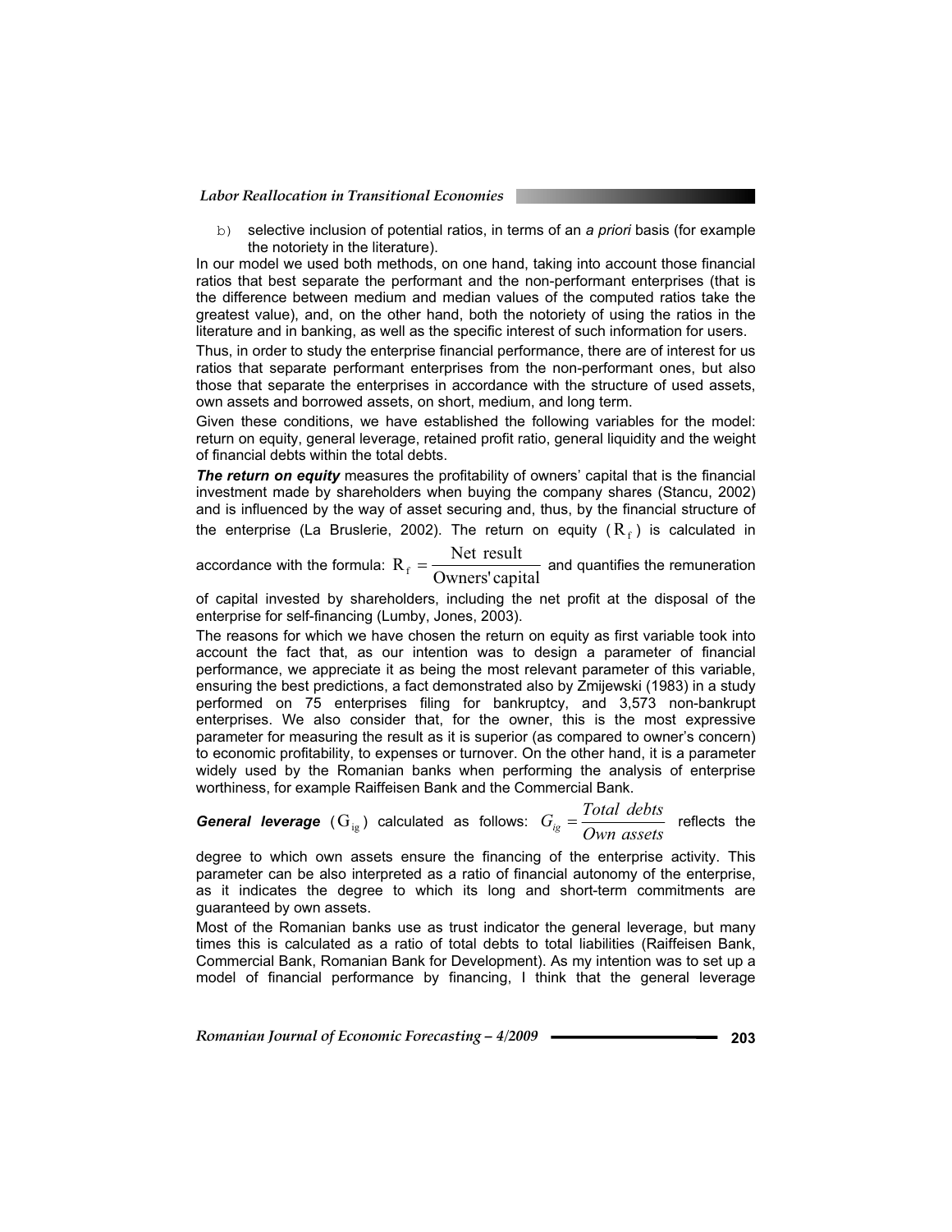b) selective inclusion of potential ratios, in terms of an *a priori* basis (for example the notoriety in the literature).

In our model we used both methods, on one hand, taking into account those financial ratios that best separate the performant and the non-performant enterprises (that is the difference between medium and median values of the computed ratios take the greatest value), and, on the other hand, both the notoriety of using the ratios in the literature and in banking, as well as the specific interest of such information for users.

Thus, in order to study the enterprise financial performance, there are of interest for us ratios that separate performant enterprises from the non-performant ones, but also those that separate the enterprises in accordance with the structure of used assets, own assets and borrowed assets, on short, medium, and long term.

Given these conditions, we have established the following variables for the model: return on equity, general leverage, retained profit ratio, general liquidity and the weight of financial debts within the total debts.

***The return on equity*** measures the profitability of owners' capital that is the financial investment made by shareholders when buying the company shares (Stancu, 2002) and is influenced by the way of asset securing and, thus, by the financial structure of the enterprise (La Bruslerie, 2002). The return on equity ($R_f$) is calculated in accordance with the formula: $R_f = \frac{\text{Net result}}{\text{Owners' capital}}$ and quantifies the remuneration of capital invested by shareholders, including the net profit at the disposal of the enterprise for self-financing (Lumby, Jones, 2003).

The reasons for which we have chosen the return on equity as first variable took into account the fact that, as our intention was to design a parameter of financial performance, we appreciate it as being the most relevant parameter of this variable, ensuring the best predictions, a fact demonstrated also by Zmijewski (1983) in a study performed on 75 enterprises filing for bankruptcy, and 3,573 non-bankrupt enterprises. We also consider that, for the owner, this is the most expressive parameter for measuring the result as it is superior (as compared to owner's concern) to economic profitability, to expenses or turnover. On the other hand, it is a parameter widely used by the Romanian banks when performing the analysis of enterprise worthiness, for example Raiffeisen Bank and the Commercial Bank.

***General leverage*** ($G_{ig}$) calculated as follows: $G_{ig} = \frac{Total\ debts}{Own\ assets}$ reflects the degree to which own assets ensure the financing of the enterprise activity. This parameter can be also interpreted as a ratio of financial autonomy of the enterprise, as it indicates the degree to which its long and short-term commitments are guaranteed by own assets.

Most of the Romanian banks use as trust indicator the general leverage, but many times this is calculated as a ratio of total debts to total liabilities (Raiffeisen Bank, Commercial Bank, Romanian Bank for Development). As my intention was to set up a model of financial performance by financing, I think that the general leverage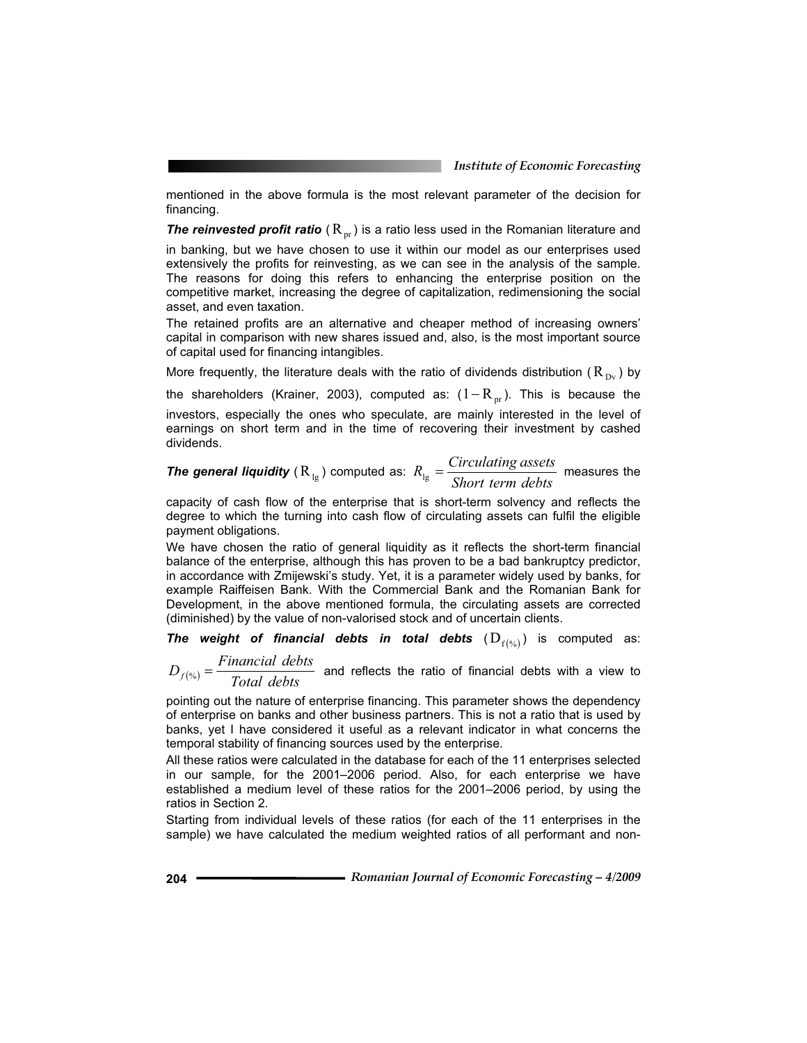mentioned in the above formula is the most relevant parameter of the decision for financing.

***The reinvested profit ratio*** ($R_{pr}$) is a ratio less used in the Romanian literature and in banking, but we have chosen to use it within our model as our enterprises used extensively the profits for reinvesting, as we can see in the analysis of the sample. The reasons for doing this refers to enhancing the enterprise position on the competitive market, increasing the degree of capitalization, redimensioning the social asset, and even taxation.

The retained profits are an alternative and cheaper method of increasing owners' capital in comparison with new shares issued and, also, is the most important source of capital used for financing intangibles.

More frequently, the literature deals with the ratio of dividends distribution ($R_{Dv}$) by the shareholders (Krainer, 2003), computed as: $(1 - R_{pr})$. This is because the investors, especially the ones who speculate, are mainly interested in the level of earnings on short term and in the time of recovering their investment by cashed dividends.

***The general liquidity*** ($R_{lg}$) computed as: $R_{lg} = \dfrac{Circulating\ assets}{Short\ term\ debts}$ measures the capacity of cash flow of the enterprise that is short-term solvency and reflects the degree to which the turning into cash flow of circulating assets can fulfil the eligible payment obligations.

We have chosen the ratio of general liquidity as it reflects the short-term financial balance of the enterprise, although this has proven to be a bad bankruptcy predictor, in accordance with Zmijewski's study. Yet, it is a parameter widely used by banks, for example Raiffeisen Bank. With the Commercial Bank and the Romanian Bank for Development, in the above mentioned formula, the circulating assets are corrected (diminished) by the value of non-valorised stock and of uncertain clients.

***The weight of financial debts in total debts*** ($D_{f(\%)}$) is computed as:

$D_{f(\%)} = \dfrac{Financial\ debts}{Total\ debts}$ and reflects the ratio of financial debts with a view to pointing out the nature of enterprise financing. This parameter shows the dependency of enterprise on banks and other business partners. This is not a ratio that is used by banks, yet I have considered it useful as a relevant indicator in what concerns the temporal stability of financing sources used by the enterprise.

All these ratios were calculated in the database for each of the 11 enterprises selected in our sample, for the 2001–2006 period. Also, for each enterprise we have established a medium level of these ratios for the 2001–2006 period, by using the ratios in Section 2.

Starting from individual levels of these ratios (for each of the 11 enterprises in the sample) we have calculated the medium weighted ratios of all performant and non-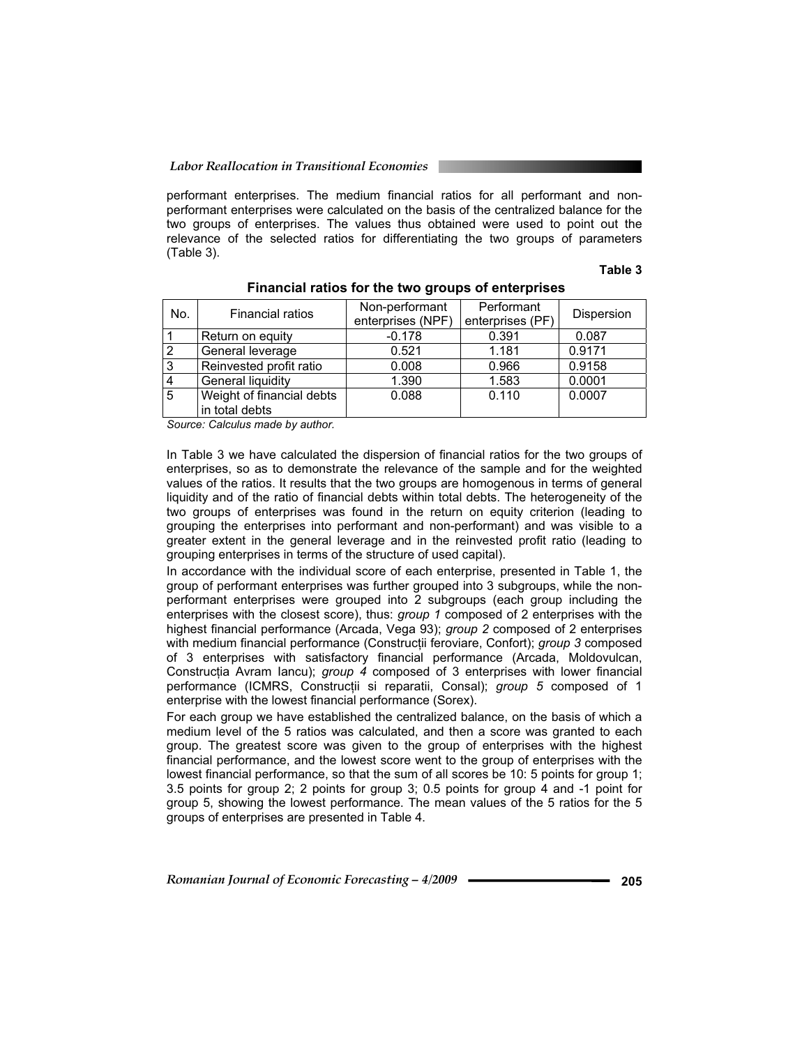performant enterprises. The medium financial ratios for all performant and non-performant enterprises were calculated on the basis of the centralized balance for the two groups of enterprises. The values thus obtained were used to point out the relevance of the selected ratios for differentiating the two groups of parameters (Table 3).

**Table 3**

**Financial ratios for the two groups of enterprises**

| No. | Financial ratios | Non-performant enterprises (NPF) | Performant enterprises (PF) | Dispersion |
|---|---|---|---|---|
| 1 | Return on equity | -0.178 | 0.391 | 0.087 |
| 2 | General leverage | 0.521 | 1.181 | 0.9171 |
| 3 | Reinvested profit ratio | 0.008 | 0.966 | 0.9158 |
| 4 | General liquidity | 1.390 | 1.583 | 0.0001 |
| 5 | Weight of financial debts in total debts | 0.088 | 0.110 | 0.0007 |

*Source: Calculus made by author.*

In Table 3 we have calculated the dispersion of financial ratios for the two groups of enterprises, so as to demonstrate the relevance of the sample and for the weighted values of the ratios. It results that the two groups are homogenous in terms of general liquidity and of the ratio of financial debts within total debts. The heterogeneity of the two groups of enterprises was found in the return on equity criterion (leading to grouping the enterprises into performant and non-performant) and was visible to a greater extent in the general leverage and in the reinvested profit ratio (leading to grouping enterprises in terms of the structure of used capital).

In accordance with the individual score of each enterprise, presented in Table 1, the group of performant enterprises was further grouped into 3 subgroups, while the non-performant enterprises were grouped into 2 subgroups (each group including the enterprises with the closest score), thus: *group 1* composed of 2 enterprises with the highest financial performance (Arcada, Vega 93); *group 2* composed of 2 enterprises with medium financial performance (Construcții feroviare, Confort); *group 3* composed of 3 enterprises with satisfactory financial performance (Arcada, Moldovulcan, Construcția Avram Iancu); *group 4* composed of 3 enterprises with lower financial performance (ICMRS, Construcții si reparatii, Consal); *group 5* composed of 1 enterprise with the lowest financial performance (Sorex).

For each group we have established the centralized balance, on the basis of which a medium level of the 5 ratios was calculated, and then a score was granted to each group. The greatest score was given to the group of enterprises with the highest financial performance, and the lowest score went to the group of enterprises with the lowest financial performance, so that the sum of all scores be 10: 5 points for group 1; 3.5 points for group 2; 2 points for group 3; 0.5 points for group 4 and -1 point for group 5, showing the lowest performance. The mean values of the 5 ratios for the 5 groups of enterprises are presented in Table 4.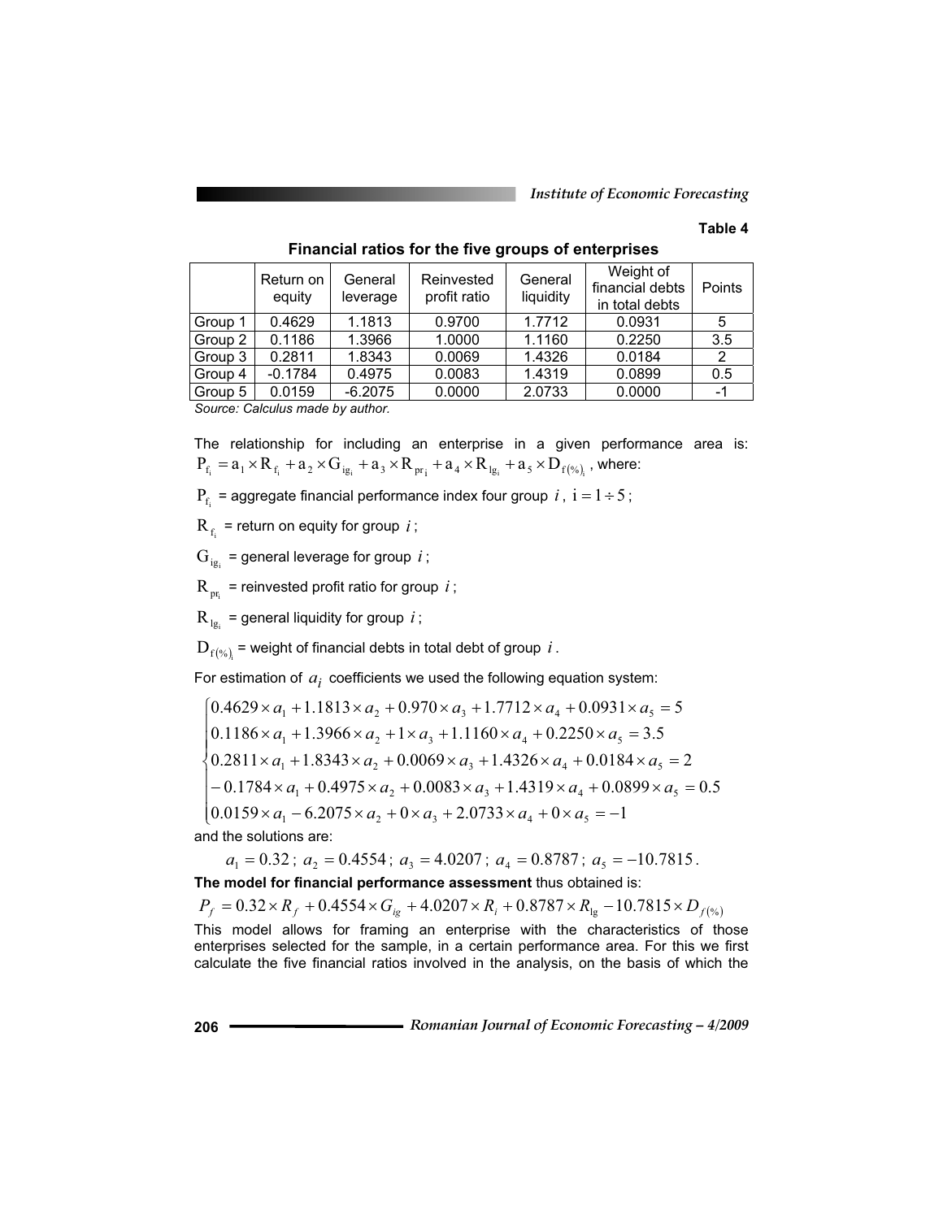Table 4

**Financial ratios for the five groups of enterprises**

| | Return on equity | General leverage | Reinvested profit ratio | General liquidity | Weight of financial debts in total debts | Points |
|---|---|---|---|---|---|---|
| Group 1 | 0.4629 | 1.1813 | 0.9700 | 1.7712 | 0.0931 | 5 |
| Group 2 | 0.1186 | 1.3966 | 1.0000 | 1.1160 | 0.2250 | 3.5 |
| Group 3 | 0.2811 | 1.8343 | 0.0069 | 1.4326 | 0.0184 | 2 |
| Group 4 | -0.1784 | 0.4975 | 0.0083 | 1.4319 | 0.0899 | 0.5 |
| Group 5 | 0.0159 | -6.2075 | 0.0000 | 2.0733 | 0.0000 | -1 |

*Source: Calculus made by author.*

The relationship for including an enterprise in a given performance area is: $P_{f_i} = a_1 \times R_{f_i} + a_2 \times G_{ig_i} + a_3 \times R_{pr_i} + a_4 \times R_{lg_i} + a_5 \times D_{f(\%)_i}$, where:

$P_{f_i}$ = aggregate financial performance index four group $i$, $i = 1 \div 5$;

$R_{f_i}$ = return on equity for group $i$;

$G_{ig_i}$ = general leverage for group $i$;

$R_{pr_i}$ = reinvested profit ratio for group $i$;

$R_{lg_i}$ = general liquidity for group $i$;

$D_{f(\%)_i}$ = weight of financial debts in total debt of group $i$.

For estimation of $a_i$ coefficients we used the following equation system:

$$\begin{cases} 0.4629 \times a_1 + 1.1813 \times a_2 + 0.970 \times a_3 + 1.7712 \times a_4 + 0.0931 \times a_5 = 5 \\ 0.1186 \times a_1 + 1.3966 \times a_2 + 1 \times a_3 + 1.1160 \times a_4 + 0.2250 \times a_5 = 3.5 \\ 0.2811 \times a_1 + 1.8343 \times a_2 + 0.0069 \times a_3 + 1.4326 \times a_4 + 0.0184 \times a_5 = 2 \\ -0.1784 \times a_1 + 0.4975 \times a_2 + 0.0083 \times a_3 + 1.4319 \times a_4 + 0.0899 \times a_5 = 0.5 \\ 0.0159 \times a_1 - 6.2075 \times a_2 + 0 \times a_3 + 2.0733 \times a_4 + 0 \times a_5 = -1 \end{cases}$$

and the solutions are:

$$a_1 = 0.32;\ a_2 = 0.4554;\ a_3 = 4.0207;\ a_4 = 0.8787;\ a_5 = -10.7815.$$

**The model for financial performance assessment** thus obtained is:

$$P_f = 0.32 \times R_f + 0.4554 \times G_{ig} + 4.0207 \times R_i + 0.8787 \times R_{lg} - 10.7815 \times D_{f(\%)}$$

This model allows for framing an enterprise with the characteristics of those enterprises selected for the sample, in a certain performance area. For this we first calculate the five financial ratios involved in the analysis, on the basis of which the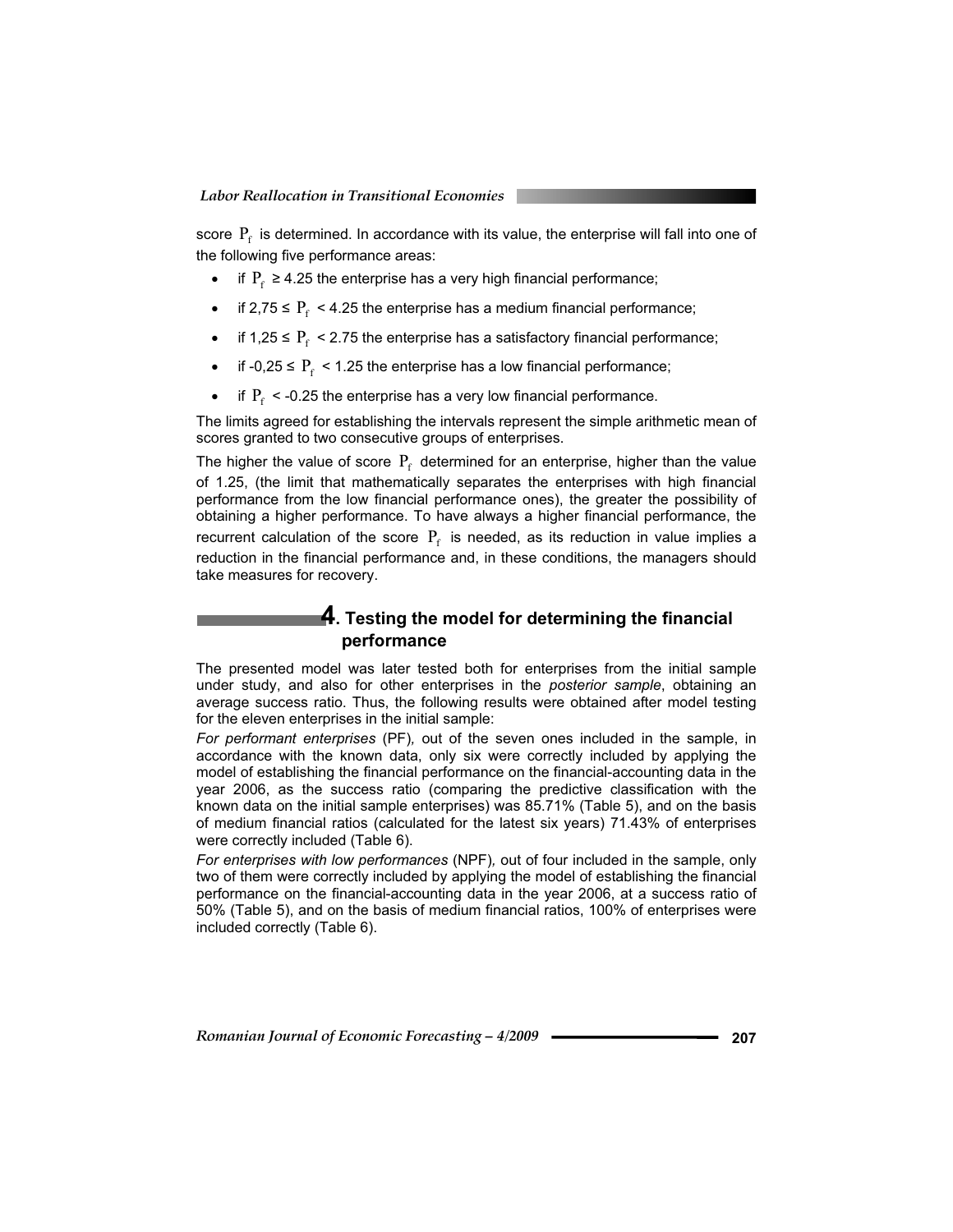score $P_f$ is determined. In accordance with its value, the enterprise will fall into one of the following five performance areas:

- if $P_f \geq 4.25$ the enterprise has a very high financial performance;
- if $2{,}75 \leq P_f < 4.25$ the enterprise has a medium financial performance;
- if $1{,}25 \leq P_f < 2.75$ the enterprise has a satisfactory financial performance;
- if $-0{,}25 \leq P_f < 1.25$ the enterprise has a low financial performance;
- if $P_f < -0.25$ the enterprise has a very low financial performance.

The limits agreed for establishing the intervals represent the simple arithmetic mean of scores granted to two consecutive groups of enterprises.

The higher the value of score $P_f$ determined for an enterprise, higher than the value of 1.25, (the limit that mathematically separates the enterprises with high financial performance from the low financial performance ones), the greater the possibility of obtaining a higher performance. To have always a higher financial performance, the recurrent calculation of the score $P_f$ is needed, as its reduction in value implies a reduction in the financial performance and, in these conditions, the managers should take measures for recovery.

## 4. Testing the model for determining the financial performance

The presented model was later tested both for enterprises from the initial sample under study, and also for other enterprises in the *posterior sample*, obtaining an average success ratio. Thus, the following results were obtained after model testing for the eleven enterprises in the initial sample:

*For performant enterprises* (PF), out of the seven ones included in the sample, in accordance with the known data, only six were correctly included by applying the model of establishing the financial performance on the financial-accounting data in the year 2006, as the success ratio (comparing the predictive classification with the known data on the initial sample enterprises) was 85.71% (Table 5), and on the basis of medium financial ratios (calculated for the latest six years) 71.43% of enterprises were correctly included (Table 6).

*For enterprises with low performances* (NPF), out of four included in the sample, only two of them were correctly included by applying the model of establishing the financial performance on the financial-accounting data in the year 2006, at a success ratio of 50% (Table 5), and on the basis of medium financial ratios, 100% of enterprises were included correctly (Table 6).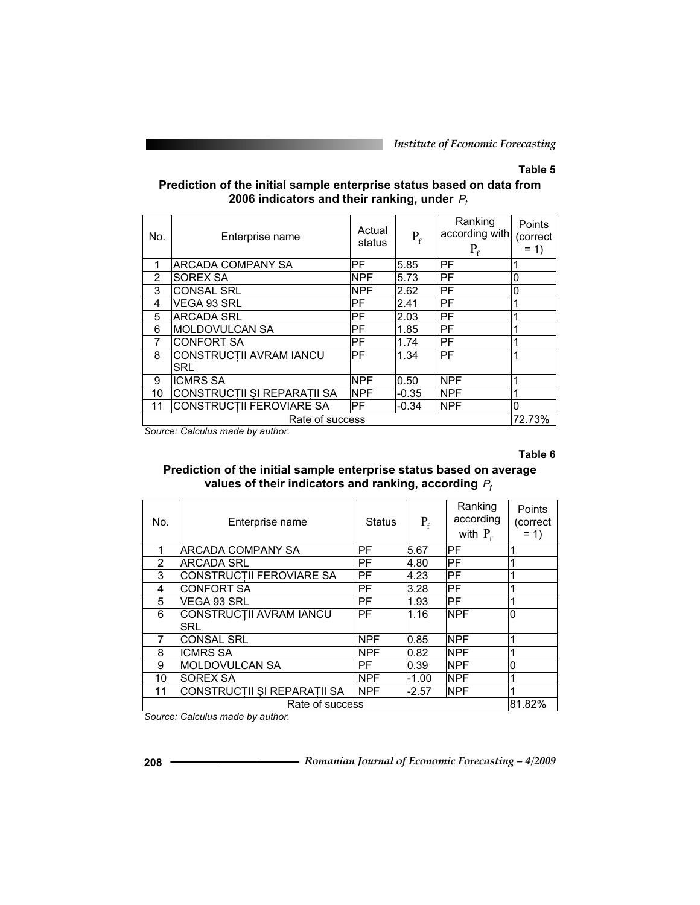**Table 5**

**Prediction of the initial sample enterprise status based on data from 2006 indicators and their ranking, under $P_f$**

| No. | Enterprise name | Actual status | $P_f$ | Ranking according with $P_f$ | Points (correct = 1) |
|---|---|---|---|---|---|
| 1 | ARCADA COMPANY SA | PF | 5.85 | PF | 1 |
| 2 | SOREX SA | NPF | 5.73 | PF | 0 |
| 3 | CONSAL SRL | NPF | 2.62 | PF | 0 |
| 4 | VEGA 93 SRL | PF | 2.41 | PF | 1 |
| 5 | ARCADA SRL | PF | 2.03 | PF | 1 |
| 6 | MOLDOVULCAN SA | PF | 1.85 | PF | 1 |
| 7 | CONFORT SA | PF | 1.74 | PF | 1 |
| 8 | CONSTRUCȚII AVRAM IANCU SRL | PF | 1.34 | PF | 1 |
| 9 | ICMRS SA | NPF | 0.50 | NPF | 1 |
| 10 | CONSTRUCȚII ŞI REPARAȚII SA | NPF | -0.35 | NPF | 1 |
| 11 | CONSTRUCȚII FEROVIARE SA | PF | -0.34 | NPF | 0 |
| Rate of success | | | | | 72.73% |

*Source: Calculus made by author.*

**Table 6**

**Prediction of the initial sample enterprise status based on average values of their indicators and ranking, according $P_f$**

| No. | Enterprise name | Status | $P_f$ | Ranking according with $P_f$ | Points (correct = 1) |
|---|---|---|---|---|---|
| 1 | ARCADA COMPANY SA | PF | 5.67 | PF | 1 |
| 2 | ARCADA SRL | PF | 4.80 | PF | 1 |
| 3 | CONSTRUCȚII FEROVIARE SA | PF | 4.23 | PF | 1 |
| 4 | CONFORT SA | PF | 3.28 | PF | 1 |
| 5 | VEGA 93 SRL | PF | 1.93 | PF | 1 |
| 6 | CONSTRUCȚII AVRAM IANCU SRL | PF | 1.16 | NPF | 0 |
| 7 | CONSAL SRL | NPF | 0.85 | NPF | 1 |
| 8 | ICMRS SA | NPF | 0.82 | NPF | 1 |
| 9 | MOLDOVULCAN SA | PF | 0.39 | NPF | 0 |
| 10 | SOREX SA | NPF | -1.00 | NPF | 1 |
| 11 | CONSTRUCȚII ŞI REPARAȚII SA | NPF | -2.57 | NPF | 1 |
| Rate of success | | | | | 81.82% |

*Source: Calculus made by author.*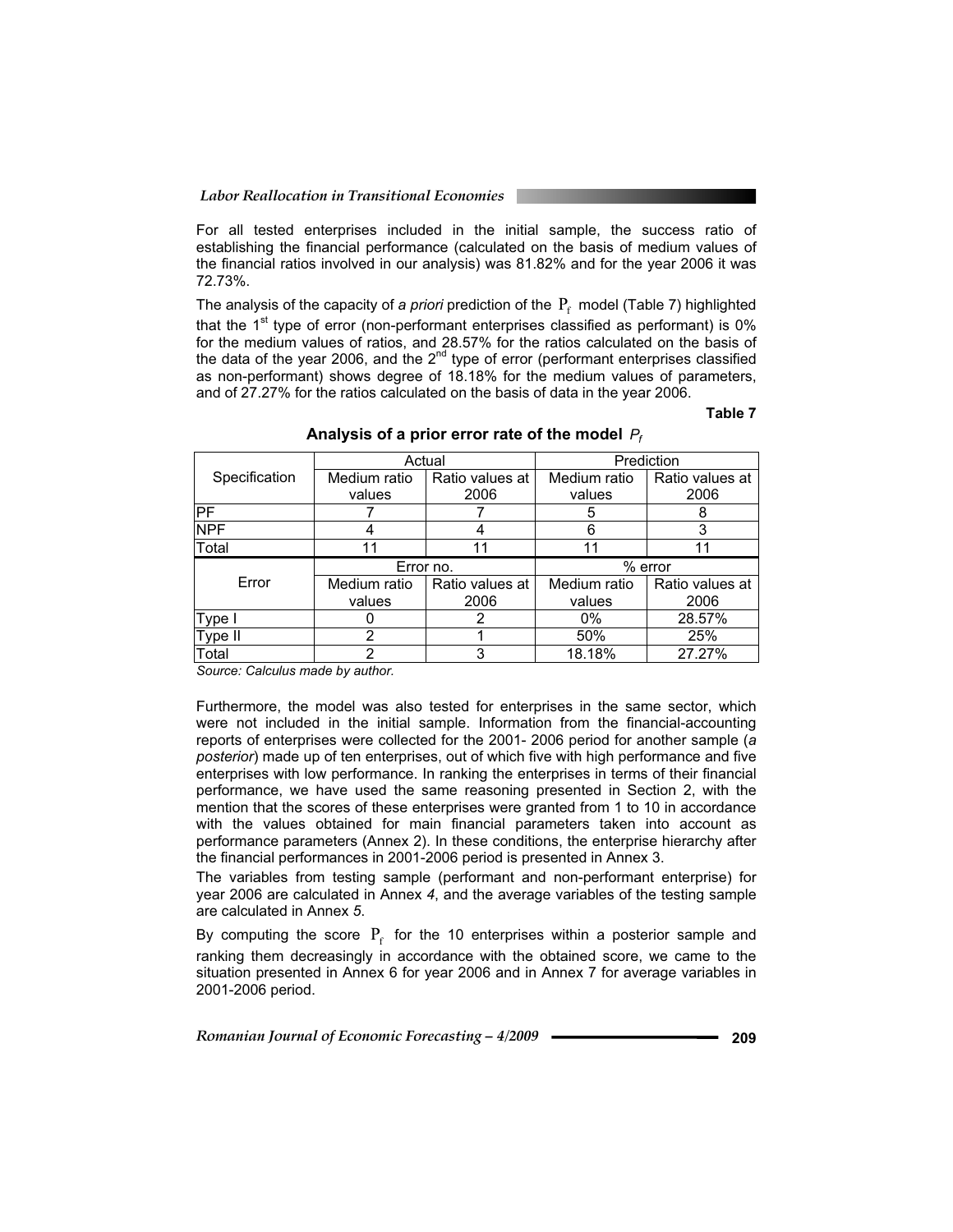For all tested enterprises included in the initial sample, the success ratio of establishing the financial performance (calculated on the basis of medium values of the financial ratios involved in our analysis) was 81.82% and for the year 2006 it was 72.73%.

The analysis of the capacity of *a priori* prediction of the $P_f$ model (Table 7) highlighted that the 1[st] type of error (non-performant enterprises classified as performant) is 0% for the medium values of ratios, and 28.57% for the ratios calculated on the basis of the data of the year 2006, and the 2[nd] type of error (performant enterprises classified as non-performant) shows degree of 18.18% for the medium values of parameters, and of 27.27% for the ratios calculated on the basis of data in the year 2006.

**Table 7**

**Analysis of a prior error rate of the model $P_f$**

| Specification | Actual | | Prediction | |
|---|---|---|---|---|
| | Medium ratio values | Ratio values at 2006 | Medium ratio values | Ratio values at 2006 |
| PF | 7 | 7 | 5 | 8 |
| NPF | 4 | 4 | 6 | 3 |
| Total | 11 | 11 | 11 | 11 |
| Error | Error no. | | % error | |
| | Medium ratio values | Ratio values at 2006 | Medium ratio values | Ratio values at 2006 |
| Type I | 0 | 2 | 0% | 28.57% |
| Type II | 2 | 1 | 50% | 25% |
| Total | 2 | 3 | 18.18% | 27.27% |

*Source: Calculus made by author.*

Furthermore, the model was also tested for enterprises in the same sector, which were not included in the initial sample. Information from the financial-accounting reports of enterprises were collected for the 2001- 2006 period for another sample (*a posterior*) made up of ten enterprises, out of which five with high performance and five enterprises with low performance. In ranking the enterprises in terms of their financial performance, we have used the same reasoning presented in Section 2, with the mention that the scores of these enterprises were granted from 1 to 10 in accordance with the values obtained for main financial parameters taken into account as performance parameters (Annex 2). In these conditions, the enterprise hierarchy after the financial performances in 2001-2006 period is presented in Annex 3.

The variables from testing sample (performant and non-performant enterprise) for year 2006 are calculated in Annex *4*, and the average variables of the testing sample are calculated in Annex *5.*

By computing the score $P_f$ for the 10 enterprises within a posterior sample and ranking them decreasingly in accordance with the obtained score, we came to the situation presented in Annex 6 for year 2006 and in Annex 7 for average variables in 2001-2006 period.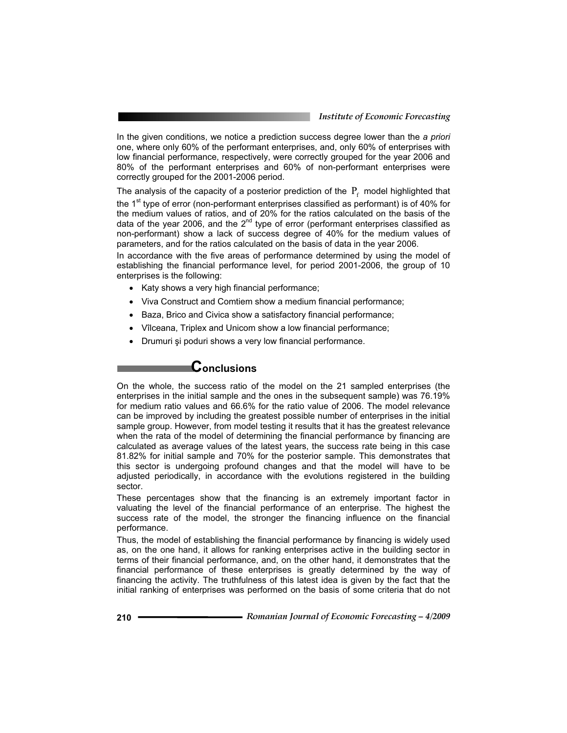In the given conditions, we notice a prediction success degree lower than the *a priori* one, where only 60% of the performant enterprises, and, only 60% of enterprises with low financial performance, respectively, were correctly grouped for the year 2006 and 80% of the performant enterprises and 60% of non-performant enterprises were correctly grouped for the 2001-2006 period.

The analysis of the capacity of a posterior prediction of the $P_f$ model highlighted that the 1st type of error (non-performant enterprises classified as performant) is of 40% for the medium values of ratios, and of 20% for the ratios calculated on the basis of the data of the year 2006, and the 2nd type of error (performant enterprises classified as non-performant) show a lack of success degree of 40% for the medium values of parameters, and for the ratios calculated on the basis of data in the year 2006.

In accordance with the five areas of performance determined by using the model of establishing the financial performance level, for period 2001-2006, the group of 10 enterprises is the following:

- Katy shows a very high financial performance;
- Viva Construct and Comtiem show a medium financial performance;
- Baza, Brico and Civica show a satisfactory financial performance;
- Vîlceana, Triplex and Unicom show a low financial performance;
- Drumuri şi poduri shows a very low financial performance.

## Conclusions

On the whole, the success ratio of the model on the 21 sampled enterprises (the enterprises in the initial sample and the ones in the subsequent sample) was 76.19% for medium ratio values and 66.6% for the ratio value of 2006. The model relevance can be improved by including the greatest possible number of enterprises in the initial sample group. However, from model testing it results that it has the greatest relevance when the rata of the model of determining the financial performance by financing are calculated as average values of the latest years, the success rate being in this case 81.82% for initial sample and 70% for the posterior sample. This demonstrates that this sector is undergoing profound changes and that the model will have to be adjusted periodically, in accordance with the evolutions registered in the building sector.

These percentages show that the financing is an extremely important factor in valuating the level of the financial performance of an enterprise. The highest the success rate of the model, the stronger the financing influence on the financial performance.

Thus, the model of establishing the financial performance by financing is widely used as, on the one hand, it allows for ranking enterprises active in the building sector in terms of their financial performance, and, on the other hand, it demonstrates that the financial performance of these enterprises is greatly determined by the way of financing the activity. The truthfulness of this latest idea is given by the fact that the initial ranking of enterprises was performed on the basis of some criteria that do not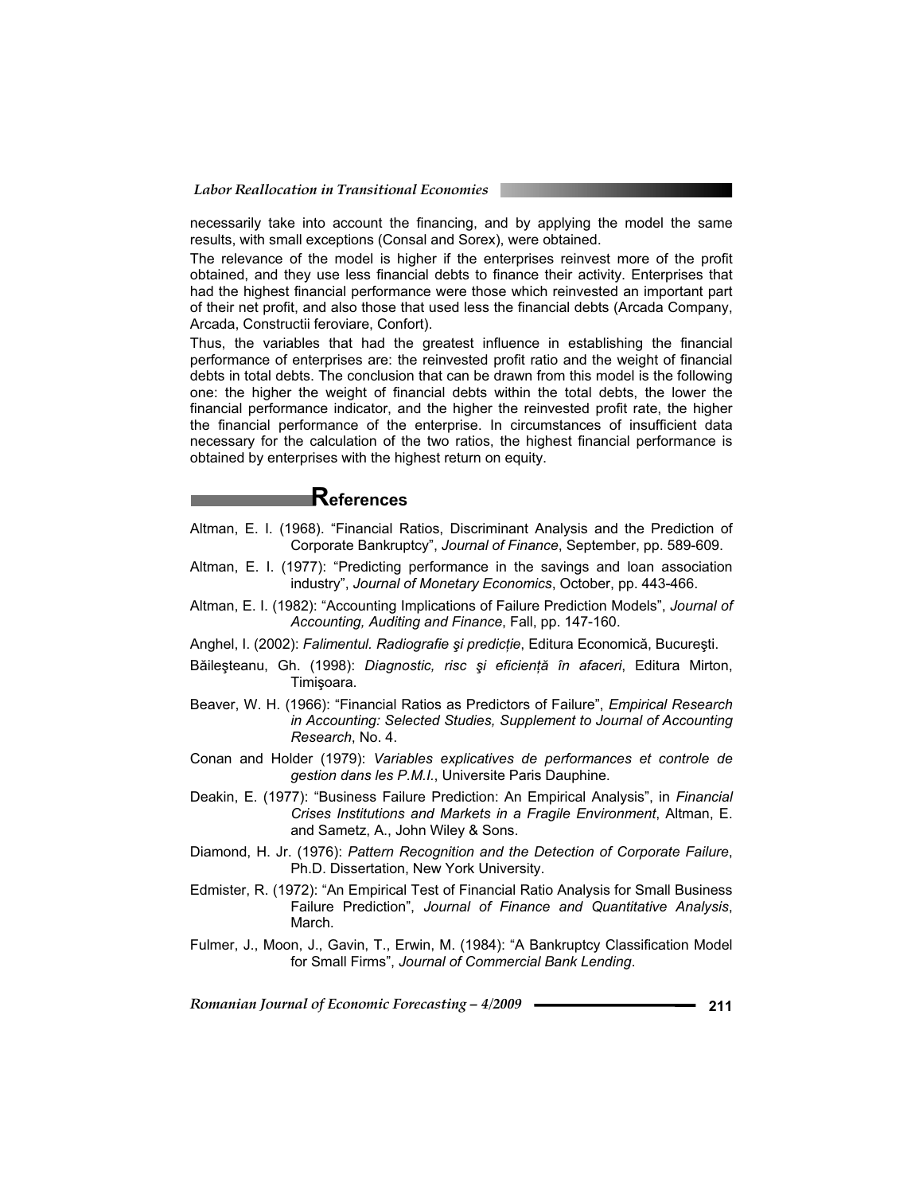necessarily take into account the financing, and by applying the model the same results, with small exceptions (Consal and Sorex), were obtained.

The relevance of the model is higher if the enterprises reinvest more of the profit obtained, and they use less financial debts to finance their activity. Enterprises that had the highest financial performance were those which reinvested an important part of their net profit, and also those that used less the financial debts (Arcada Company, Arcada, Constructii feroviare, Confort).

Thus, the variables that had the greatest influence in establishing the financial performance of enterprises are: the reinvested profit ratio and the weight of financial debts in total debts. The conclusion that can be drawn from this model is the following one: the higher the weight of financial debts within the total debts, the lower the financial performance indicator, and the higher the reinvested profit rate, the higher the financial performance of the enterprise. In circumstances of insufficient data necessary for the calculation of the two ratios, the highest financial performance is obtained by enterprises with the highest return on equity.

## References

Altman, E. I. (1968). "Financial Ratios, Discriminant Analysis and the Prediction of Corporate Bankruptcy", *Journal of Finance*, September, pp. 589-609.

Altman, E. I. (1977): "Predicting performance in the savings and loan association industry", *Journal of Monetary Economics*, October, pp. 443-466.

Altman, E. I. (1982): "Accounting Implications of Failure Prediction Models", *Journal of Accounting, Auditing and Finance*, Fall, pp. 147-160.

Anghel, I. (2002): *Falimentul. Radiografie şi predicţie*, Editura Economică, Bucureşti.

Băileşteanu, Gh. (1998): *Diagnostic, risc şi eficienţă în afaceri*, Editura Mirton, Timişoara.

Beaver, W. H. (1966): "Financial Ratios as Predictors of Failure", *Empirical Research in Accounting: Selected Studies, Supplement to Journal of Accounting Research*, No. 4.

Conan and Holder (1979): *Variables explicatives de performances et controle de gestion dans les P.M.I.*, Universite Paris Dauphine.

Deakin, E. (1977): "Business Failure Prediction: An Empirical Analysis", in *Financial Crises Institutions and Markets in a Fragile Environment*, Altman, E. and Sametz, A., John Wiley & Sons.

Diamond, H. Jr. (1976): *Pattern Recognition and the Detection of Corporate Failure*, Ph.D. Dissertation, New York University.

Edmister, R. (1972): "An Empirical Test of Financial Ratio Analysis for Small Business Failure Prediction", *Journal of Finance and Quantitative Analysis*, March.

Fulmer, J., Moon, J., Gavin, T., Erwin, M. (1984): "A Bankruptcy Classification Model for Small Firms", *Journal of Commercial Bank Lending*.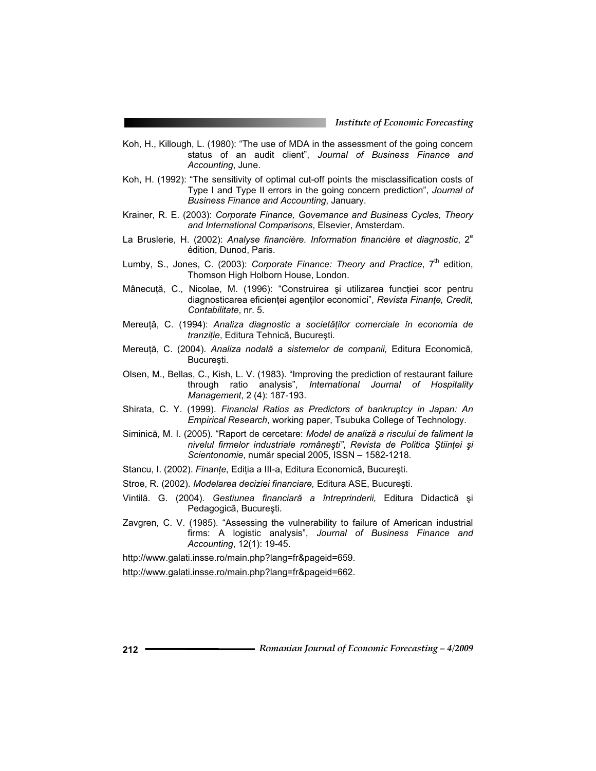Koh, H., Killough, L. (1980): "The use of MDA in the assessment of the going concern status of an audit client", *Journal of Business Finance and Accounting*, June.

Koh, H. (1992): "The sensitivity of optimal cut-off points the misclassification costs of Type I and Type II errors in the going concern prediction", *Journal of Business Finance and Accounting*, January.

Krainer, R. E. (2003): *Corporate Finance, Governance and Business Cycles, Theory and International Comparisons*, Elsevier, Amsterdam.

La Bruslerie, H. (2002): *Analyse financière. Information financière et diagnostic*, 2[e] édition, Dunod, Paris.

Lumby, S., Jones, C. (2003): *Corporate Finance: Theory and Practice*, 7[th] edition, Thomson High Holborn House, London.

Mânecuță, C., Nicolae, M. (1996): "Construirea şi utilizarea funcției scor pentru diagnosticarea eficienței agenților economici", *Revista Finanțe, Credit, Contabilitate*, nr. 5.

Mereuță, C. (1994): *Analiza diagnostic a societăților comerciale în economia de tranziție*, Editura Tehnică, Bucureşti.

Mereuță, C. (2004). *Analiza nodală a sistemelor de companii,* Editura Economică, Bucureşti.

Olsen, M., Bellas, C., Kish, L. V. (1983). "Improving the prediction of restaurant failure through ratio analysis", *International Journal of Hospitality Management*, 2 (4): 187-193.

Shirata, C. Y. (1999). *Financial Ratios as Predictors of bankruptcy in Japan: An Empirical Research*, working paper, Tsubuka College of Technology.

Siminică, M. I. (2005). "Raport de cercetare: *Model de analiză a riscului de faliment la nivelul firmelor industriale româneşti"*, *Revista de Politica Ştiinței şi Scientonomie*, număr special 2005, ISSN – 1582-1218.

Stancu, I. (2002). *Finanțe*, Ediția a III-a, Editura Economică, Bucureşti.

Stroe, R. (2002). *Modelarea deciziei financiare,* Editura ASE, Bucureşti.

Vintilă. G. (2004). *Gestiunea financiară a întreprinderii,* Editura Didactică şi Pedagogică, Bucureşti.

Zavgren, C. V. (1985). "Assessing the vulnerability to failure of American industrial firms: A logistic analysis", *Journal of Business Finance and Accounting*, 12(1): 19-45.

http://www.galati.insse.ro/main.php?lang=fr&pageid=659.

http://www.galati.insse.ro/main.php?lang=fr&pageid=662.